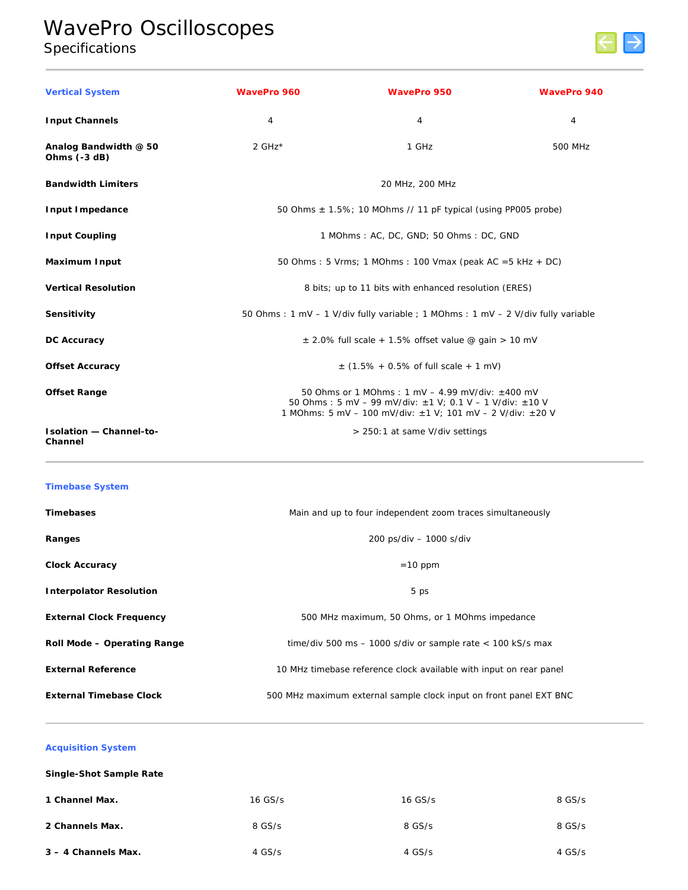# WavePro Oscilloscopes

## Specifications

| Vertical System | WavePro 960 | WavePro 950 | WavePro 940 |
|---|---|---|---|
| **Input Channels** | 4 | 4 | 4 |
| **Analog Bandwidth @ 50 Ohms (-3 dB)** | 2 GHz* | 1 GHz | 500 MHz |
| **Bandwidth Limiters** | 20 MHz, 200 MHz | | |
| **Input Impedance** | 50 Ohms ± 1.5%; 10 MOhms // 11 pF typical (using PP005 probe) | | |
| **Input Coupling** | 1 MOhms : AC, DC, GND; 50 Ohms : DC, GND | | |
| **Maximum Input** | 50 Ohms : 5 Vrms; 1 MOhms : 100 Vmax (peak AC =5 kHz + DC) | | |
| **Vertical Resolution** | 8 bits; up to 11 bits with enhanced resolution (ERES) | | |
| **Sensitivity** | 50 Ohms : 1 mV – 1 V/div fully variable ; 1 MOhms : 1 mV – 2 V/div fully variable | | |
| **DC Accuracy** | ± 2.0% full scale + 1.5% offset value @ gain > 10 mV | | |
| **Offset Accuracy** | ± (1.5% + 0.5% of full scale + 1 mV) | | |
| **Offset Range** | 50 Ohms or 1 MOhms : 1 mV – 4.99 mV/div: ±400 mV<br>50 Ohms : 5 mV – 99 mV/div: ±1 V; 0.1 V – 1 V/div: ±10 V<br>1 MOhms: 5 mV – 100 mV/div: ±1 V; 101 mV – 2 V/div: ±20 V | | |
| **Isolation — Channel-to-Channel** | > 250:1 at same V/div settings | | |

| Timebase System | |
|---|---|
| **Timebases** | Main and up to four independent zoom traces simultaneously |
| **Ranges** | 200 ps/div – 1000 s/div |
| **Clock Accuracy** | =10 ppm |
| **Interpolator Resolution** | 5 ps |
| **External Clock Frequency** | 500 MHz maximum, 50 Ohms, or 1 MOhms impedance |
| **Roll Mode – Operating Range** | time/div 500 ms – 1000 s/div or sample rate < 100 kS/s max |
| **External Reference** | 10 MHz timebase reference clock available with input on rear panel |
| **External Timebase Clock** | 500 MHz maximum external sample clock input on front panel EXT BNC |

| Acquisition System | | | |
|---|---|---|---|
| **Single-Shot Sample Rate** | | | |
| **1 Channel Max.** | 16 GS/s | 16 GS/s | 8 GS/s |
| **2 Channels Max.** | 8 GS/s | 8 GS/s | 8 GS/s |
| **3 – 4 Channels Max.** | 4 GS/s | 4 GS/s | 4 GS/s |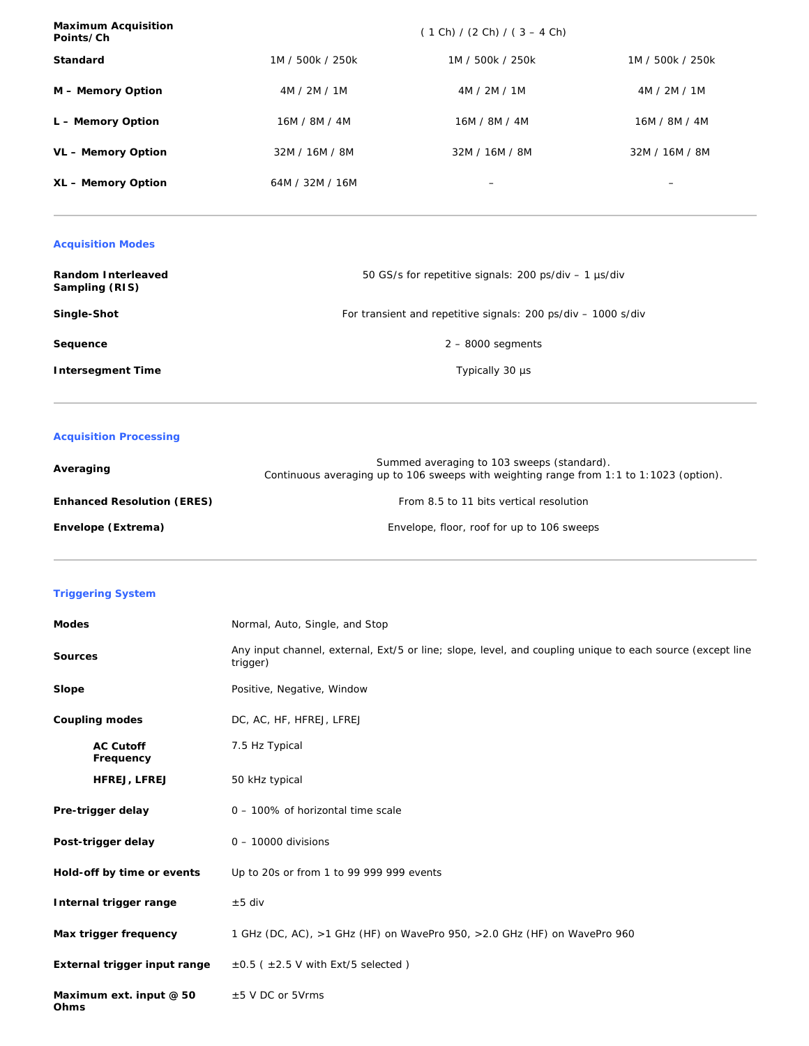| Maximum Acquisition Points/Ch | ( 1 Ch) / (2 Ch) / ( 3 – 4 Ch) | | |
|---|---|---|---|
| Standard | 1M / 500k / 250k | 1M / 500k / 250k | 1M / 500k / 250k |
| M – Memory Option | 4M / 2M / 1M | 4M / 2M / 1M | 4M / 2M / 1M |
| L – Memory Option | 16M / 8M / 4M | 16M / 8M / 4M | 16M / 8M / 4M |
| VL – Memory Option | 32M / 16M / 8M | 32M / 16M / 8M | 32M / 16M / 8M |
| XL – Memory Option | 64M / 32M / 16M | – | – |

### Acquisition Modes

| | |
|---|---|
| **Random Interleaved Sampling (RIS)** | 50 GS/s for repetitive signals: 200 ps/div – 1 µs/div |
| **Single-Shot** | For transient and repetitive signals: 200 ps/div – 1000 s/div |
| **Sequence** | 2 – 8000 segments |
| **Intersegment Time** | Typically 30 µs |

### Acquisition Processing

| | |
|---|---|
| **Averaging** | Summed averaging to 103 sweeps (standard).<br>Continuous averaging up to 106 sweeps with weighting range from 1:1 to 1:1023 (option). |
| **Enhanced Resolution (ERES)** | From 8.5 to 11 bits vertical resolution |
| **Envelope (Extrema)** | Envelope, floor, roof for up to 106 sweeps |

### Triggering System

| | |
|---|---|
| **Modes** | Normal, Auto, Single, and Stop |
| **Sources** | Any input channel, external, Ext/5 or line; slope, level, and coupling unique to each source (except line trigger) |
| **Slope** | Positive, Negative, Window |
| **Coupling modes** | DC, AC, HF, HFREJ, LFREJ |
| **AC Cutoff Frequency** | 7.5 Hz Typical |
| **HFREJ, LFREJ** | 50 kHz typical |
| **Pre-trigger delay** | 0 – 100% of horizontal time scale |
| **Post-trigger delay** | 0 – 10000 divisions |
| **Hold-off by time or events** | Up to 20s or from 1 to 99 999 999 events |
| **Internal trigger range** | ±5 div |
| **Max trigger frequency** | 1 GHz (DC, AC), >1 GHz (HF) on WavePro 950, >2.0 GHz (HF) on WavePro 960 |
| **External trigger input range** | ±0.5 ( ±2.5 V with Ext/5 selected ) |
| **Maximum ext. input @ 50 Ohms** | ±5 V DC or 5Vrms |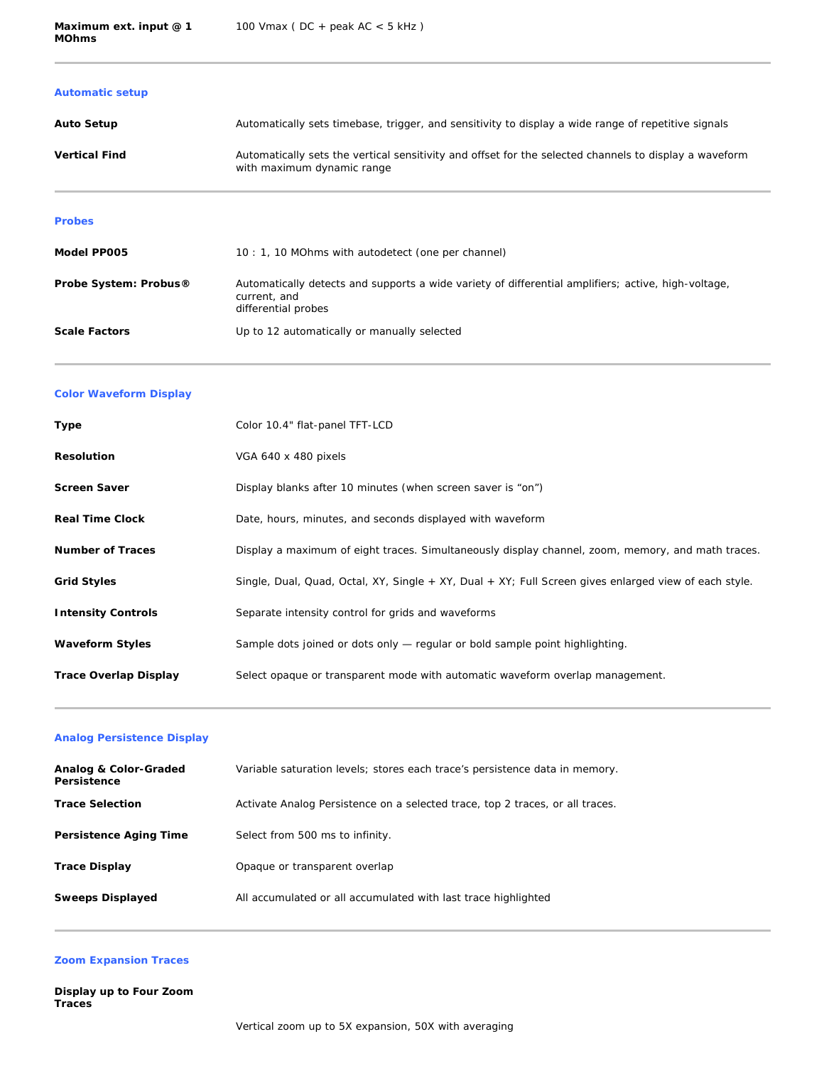| | |
|---|---|
| **Maximum ext. input @ 1 MOhms** | 100 Vmax ( DC + peak AC < 5 kHz ) |

---

### Automatic setup

| | |
|---|---|
| **Auto Setup** | Automatically sets timebase, trigger, and sensitivity to display a wide range of repetitive signals |
| **Vertical Find** | Automatically sets the vertical sensitivity and offset for the selected channels to display a waveform with maximum dynamic range |

---

### Probes

| | |
|---|---|
| **Model PP005** | 10 : 1, 10 MOhms with autodetect (one per channel) |
| **Probe System: Probus®** | Automatically detects and supports a wide variety of differential amplifiers; active, high-voltage, current, and differential probes |
| **Scale Factors** | Up to 12 automatically or manually selected |

---

### Color Waveform Display

| | |
|---|---|
| **Type** | Color 10.4" flat-panel TFT-LCD |
| **Resolution** | VGA 640 x 480 pixels |
| **Screen Saver** | Display blanks after 10 minutes (when screen saver is "on") |
| **Real Time Clock** | Date, hours, minutes, and seconds displayed with waveform |
| **Number of Traces** | Display a maximum of eight traces. Simultaneously display channel, zoom, memory, and math traces. |
| **Grid Styles** | Single, Dual, Quad, Octal, XY, Single + XY, Dual + XY; Full Screen gives enlarged view of each style. |
| **Intensity Controls** | Separate intensity control for grids and waveforms |
| **Waveform Styles** | Sample dots joined or dots only — regular or bold sample point highlighting. |
| **Trace Overlap Display** | Select opaque or transparent mode with automatic waveform overlap management. |

---

### Analog Persistence Display

| | |
|---|---|
| **Analog & Color-Graded Persistence** | Variable saturation levels; stores each trace's persistence data in memory. |
| **Trace Selection** | Activate Analog Persistence on a selected trace, top 2 traces, or all traces. |
| **Persistence Aging Time** | Select from 500 ms to infinity. |
| **Trace Display** | Opaque or transparent overlap |
| **Sweeps Displayed** | All accumulated or all accumulated with last trace highlighted |

---

### Zoom Expansion Traces

| | |
|---|---|
| **Display up to Four Zoom Traces** | |
| | Vertical zoom up to 5X expansion, 50X with averaging |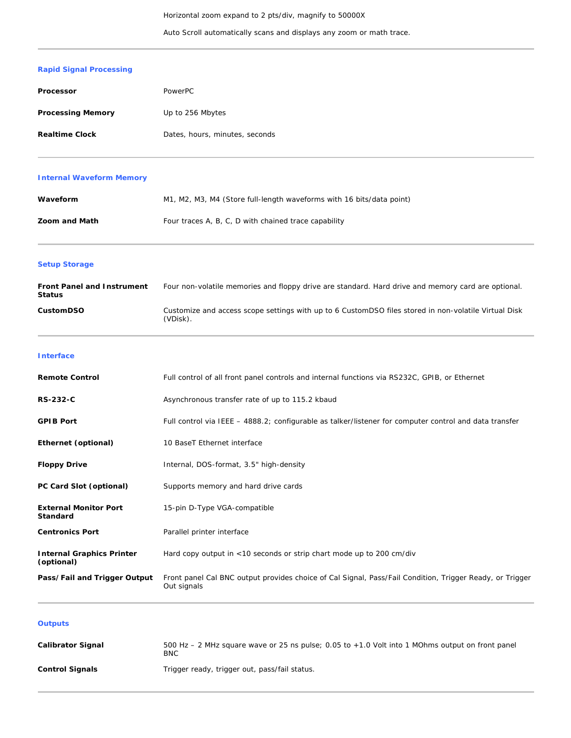| | |
|---|---|
| | Horizontal zoom expand to 2 pts/div, magnify to 50000X |
| | Auto Scroll automatically scans and displays any zoom or math trace. |

### Rapid Signal Processing

| | |
|---|---|
| **Processor** | PowerPC |
| **Processing Memory** | Up to 256 Mbytes |
| **Realtime Clock** | Dates, hours, minutes, seconds |

### Internal Waveform Memory

| | |
|---|---|
| **Waveform** | M1, M2, M3, M4 (Store full-length waveforms with 16 bits/data point) |
| **Zoom and Math** | Four traces A, B, C, D with chained trace capability |

### Setup Storage

| | |
|---|---|
| **Front Panel and Instrument Status** | Four non-volatile memories and floppy drive are standard. Hard drive and memory card are optional. |
| **CustomDSO** | Customize and access scope settings with up to 6 CustomDSO files stored in non-volatile Virtual Disk (VDisk). |

### Interface

| | |
|---|---|
| **Remote Control** | Full control of all front panel controls and internal functions via RS232C, GPIB, or Ethernet |
| **RS-232-C** | Asynchronous transfer rate of up to 115.2 kbaud |
| **GPIB Port** | Full control via IEEE – 4888.2; configurable as talker/listener for computer control and data transfer |
| **Ethernet (optional)** | 10 BaseT Ethernet interface |
| **Floppy Drive** | Internal, DOS-format, 3.5" high-density |
| **PC Card Slot (optional)** | Supports memory and hard drive cards |
| **External Monitor Port Standard** | 15-pin D-Type VGA-compatible |
| **Centronics Port** | Parallel printer interface |
| **Internal Graphics Printer (optional)** | Hard copy output in <10 seconds or strip chart mode up to 200 cm/div |
| **Pass/Fail and Trigger Output** | Front panel Cal BNC output provides choice of Cal Signal, Pass/Fail Condition, Trigger Ready, or Trigger Out signals |

### Outputs

| | |
|---|---|
| **Calibrator Signal** | 500 Hz – 2 MHz square wave or 25 ns pulse; 0.05 to +1.0 Volt into 1 MOhms output on front panel BNC |
| **Control Signals** | Trigger ready, trigger out, pass/fail status. |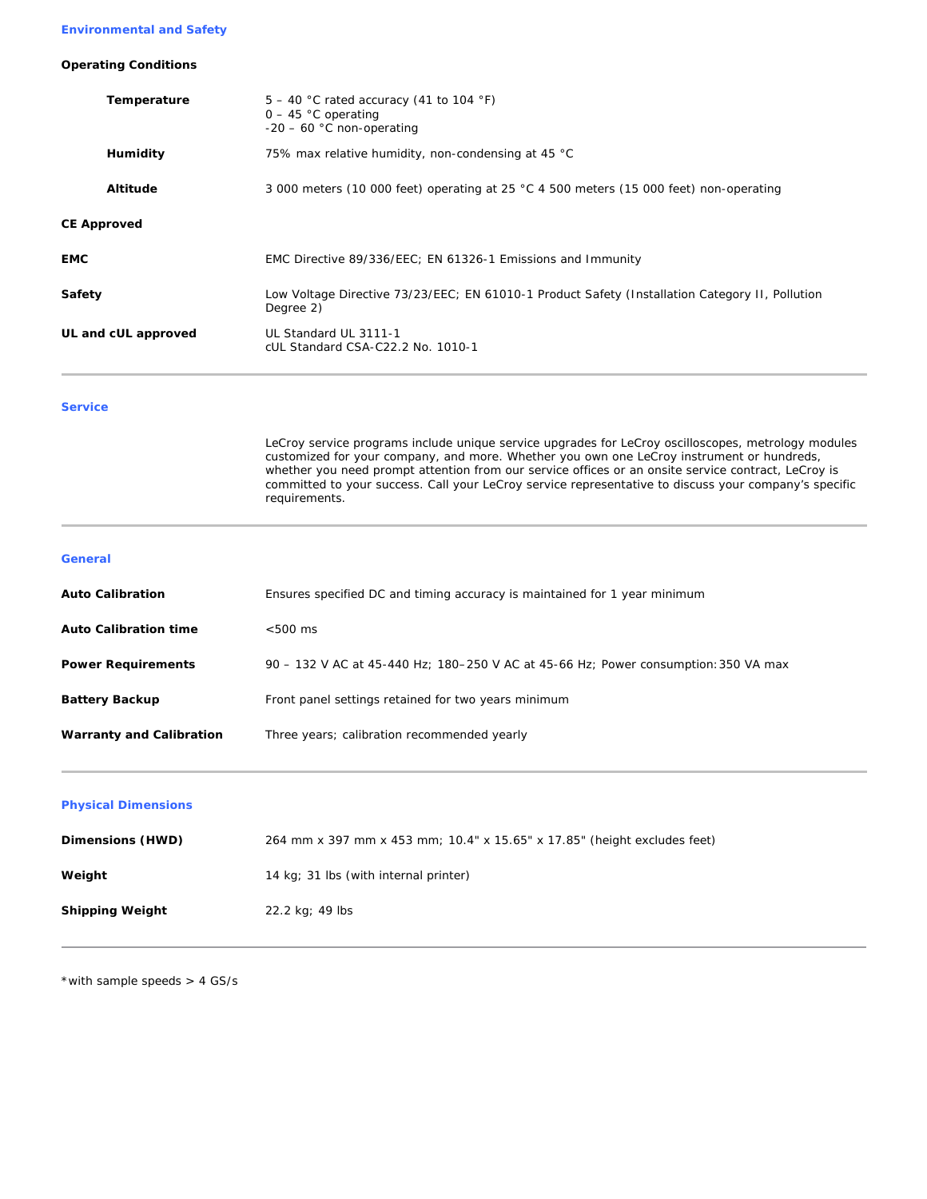## Environmental and Safety

### Operating Conditions

| | |
|---|---|
| **Temperature** | 5 – 40 °C rated accuracy (41 to 104 °F)<br>0 – 45 °C operating<br>-20 – 60 °C non-operating |
| **Humidity** | 75% max relative humidity, non-condensing at 45 °C |
| **Altitude** | 3 000 meters (10 000 feet) operating at 25 °C 4 500 meters (15 000 feet) non-operating |

**CE Approved**

| | |
|---|---|
| **EMC** | EMC Directive 89/336/EEC; EN 61326-1 Emissions and Immunity |
| **Safety** | Low Voltage Directive 73/23/EEC; EN 61010-1 Product Safety (Installation Category II, Pollution Degree 2) |
| **UL and cUL approved** | UL Standard UL 3111-1<br>cUL Standard CSA-C22.2 No. 1010-1 |

## Service

LeCroy service programs include unique service upgrades for LeCroy oscilloscopes, metrology modules customized for your company, and more. Whether you own one LeCroy instrument or hundreds, whether you need prompt attention from our service offices or an onsite service contract, LeCroy is committed to your success. Call your LeCroy service representative to discuss your company's specific requirements.

## General

| | |
|---|---|
| **Auto Calibration** | Ensures specified DC and timing accuracy is maintained for 1 year minimum |
| **Auto Calibration time** | <500 ms |
| **Power Requirements** | 90 – 132 V AC at 45-440 Hz; 180–250 V AC at 45-66 Hz; Power consumption: 350 VA max |
| **Battery Backup** | Front panel settings retained for two years minimum |
| **Warranty and Calibration** | Three years; calibration recommended yearly |

## Physical Dimensions

| | |
|---|---|
| **Dimensions (HWD)** | 264 mm x 397 mm x 453 mm; 10.4" x 15.65" x 17.85" (height excludes feet) |
| **Weight** | 14 kg; 31 lbs (with internal printer) |
| **Shipping Weight** | 22.2 kg; 49 lbs |

*with sample speeds > 4 GS/s